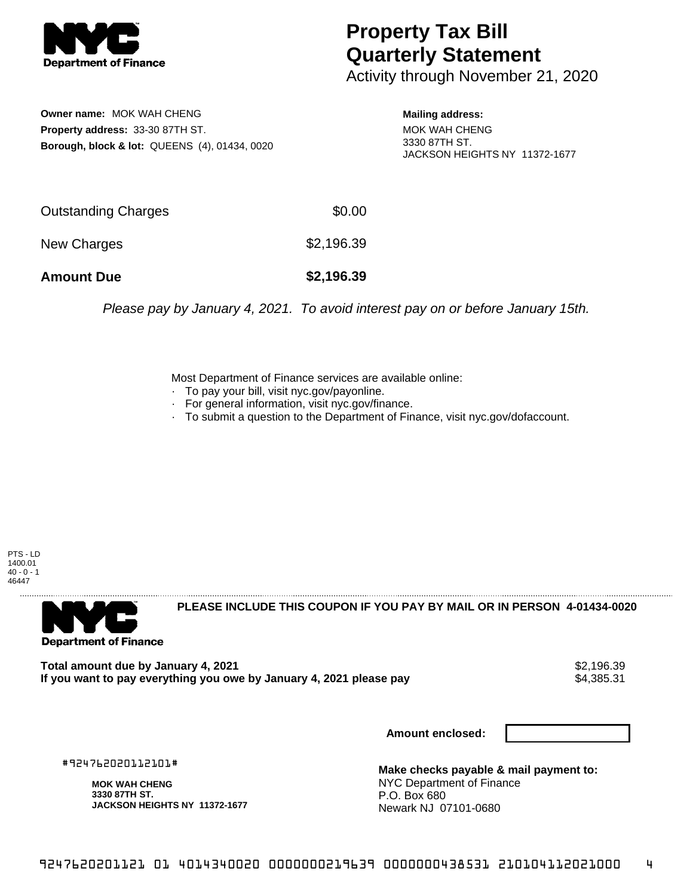# Property Tax Bill Quarterly Statement

Activity through November 21, 2020

**Owner name:** MOK WAH CHENG
**Property address:** 33-30 87TH ST.
**Borough, block & lot:** QUEENS (4), 01434, 0020

**Mailing address:**
MOK WAH CHENG
3330 87TH ST.
JACKSON HEIGHTS NY 11372-1677

| | |
|---|---|
| Outstanding Charges | $0.00 |
| New Charges | $2,196.39 |
| **Amount Due** | **$2,196.39** |

*Please pay by January 4, 2021. To avoid interest pay on or before January 15th.*

Most Department of Finance services are available online:
- To pay your bill, visit nyc.gov/payonline.
- For general information, visit nyc.gov/finance.
- To submit a question to the Department of Finance, visit nyc.gov/dofaccount.

PTS - LD
1400.01
40 - 0 - 1
46447

**PLEASE INCLUDE THIS COUPON IF YOU PAY BY MAIL OR IN PERSON 4-01434-0020**

**Total amount due by January 4, 2021** $2,196.39
**If you want to pay everything you owe by January 4, 2021 please pay** $4,385.31

**Amount enclosed:**

#924762020112101#

**MOK WAH CHENG**
**3330 87TH ST.**
**JACKSON HEIGHTS NY 11372-1677**

**Make checks payable & mail payment to:**
NYC Department of Finance
P.O. Box 680
Newark NJ 07101-0680

9247620201121 01 4014340020 0000000219639 0000000438531 210104112021000 4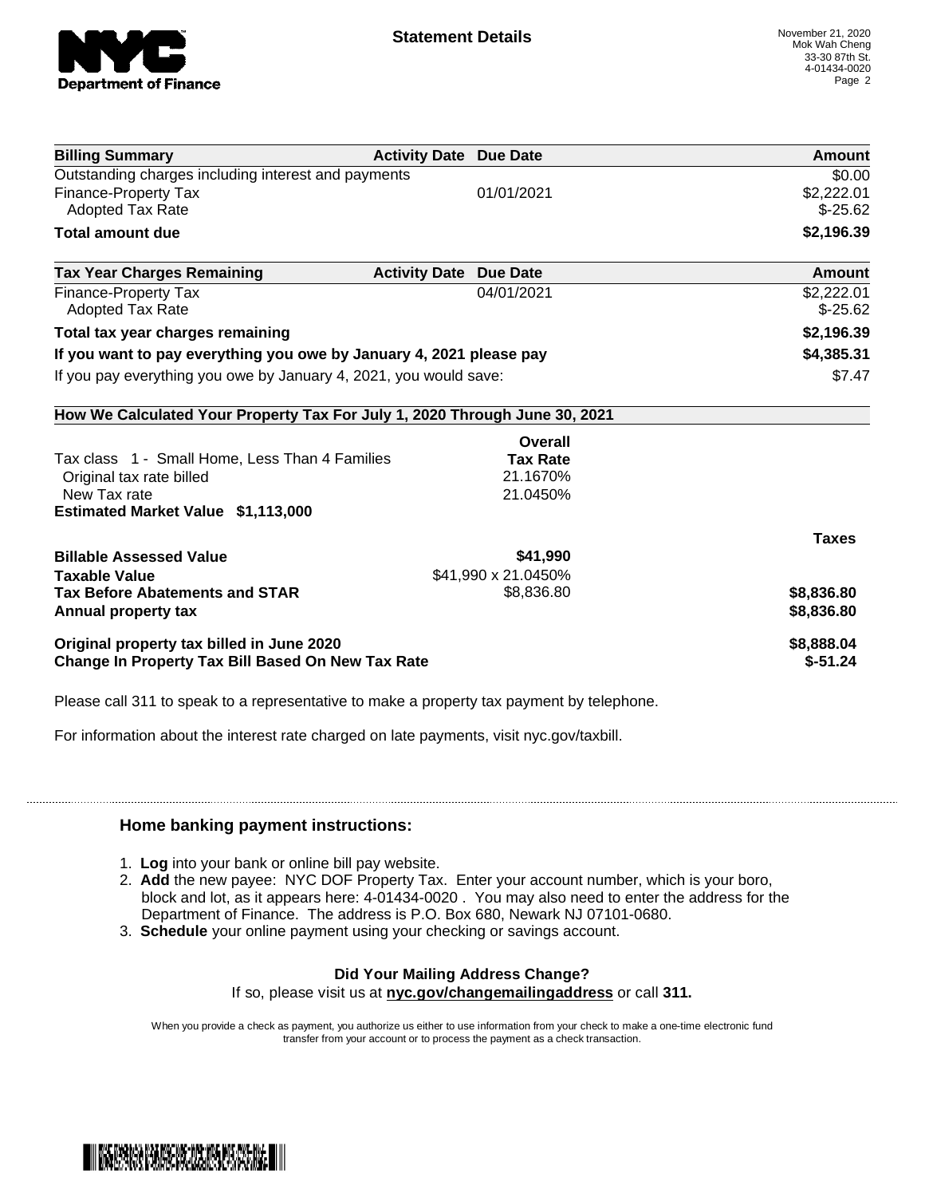## Statement Details

November 21, 2020
Mok Wah Cheng
33-30 87th St.
4-01434-0020

| Billing Summary | Activity Date | Due Date | Amount |
|---|---|---|---|
| Outstanding charges including interest and payments | | | $0.00 |
| Finance-Property Tax | | 01/01/2021 | $2,222.01 |
| Adopted Tax Rate | | | $-25.62 |
| **Total amount due** | | | **$2,196.39** |

| Tax Year Charges Remaining | Activity Date | Due Date | Amount |
|---|---|---|---|
| Finance-Property Tax | | 04/01/2021 | $2,222.01 |
| Adopted Tax Rate | | | $-25.62 |
| **Total tax year charges remaining** | | | **$2,196.39** |
| **If you want to pay everything you owe by January 4, 2021 please pay** | | | **$4,385.31** |
| If you pay everything you owe by January 4, 2021, you would save: | | | $7.47 |

**How We Calculated Your Property Tax For July 1, 2020 Through June 30, 2021**

| | Overall Tax Rate | Taxes |
|---|---|---|
| Tax class 1 - Small Home, Less Than 4 Families | | |
| Original tax rate billed | 21.1670% | |
| New Tax rate | 21.0450% | |
| **Estimated Market Value $1,113,000** | | |
| **Billable Assessed Value** | **$41,990** | |
| **Taxable Value** | $41,990 x 21.0450% | |
| **Tax Before Abatements and STAR** | $8,836.80 | **$8,836.80** |
| **Annual property tax** | | **$8,836.80** |
| **Original property tax billed in June 2020** | | **$8,888.04** |
| **Change In Property Tax Bill Based On New Tax Rate** | | **$-51.24** |

Please call 311 to speak to a representative to make a property tax payment by telephone.

For information about the interest rate charged on late payments, visit nyc.gov/taxbill.

### Home banking payment instructions:

1. **Log** into your bank or online bill pay website.
2. **Add** the new payee: NYC DOF Property Tax. Enter your account number, which is your boro, block and lot, as it appears here: 4-01434-0020 . You may also need to enter the address for the Department of Finance. The address is P.O. Box 680, Newark NJ 07101-0680.
3. **Schedule** your online payment using your checking or savings account.

**Did Your Mailing Address Change?**

If so, please visit us at **nyc.gov/changemailingaddress** or call **311.**

When you provide a check as payment, you authorize us either to use information from your check to make a one-time electronic fund transfer from your account or to process the payment as a check transaction.